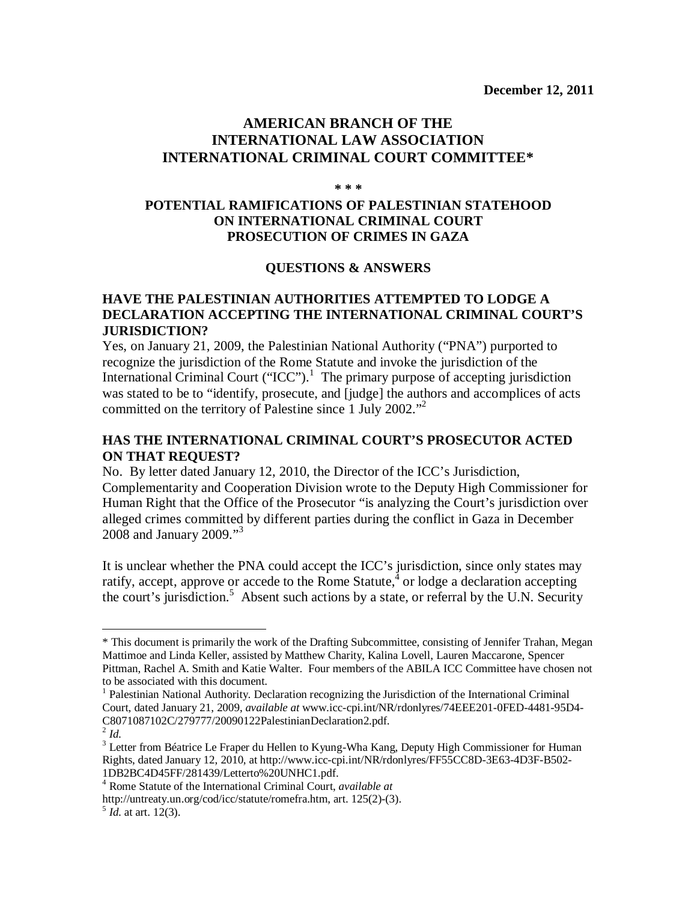**December 12, 2011**

# AMERICAN BRANCH OF THE INTERNATIONAL LAW ASSOCIATION INTERNATIONAL CRIMINAL COURT COMMITTEE*

**\* \* \***

## POTENTIAL RAMIFICATIONS OF PALESTINIAN STATEHOOD ON INTERNATIONAL CRIMINAL COURT PROSECUTION OF CRIMES IN GAZA

### QUESTIONS & ANSWERS

### HAVE THE PALESTINIAN AUTHORITIES ATTEMPTED TO LODGE A DECLARATION ACCEPTING THE INTERNATIONAL CRIMINAL COURT'S JURISDICTION?

Yes, on January 21, 2009, the Palestinian National Authority ("PNA") purported to recognize the jurisdiction of the Rome Statute and invoke the jurisdiction of the International Criminal Court ("ICC").[1] The primary purpose of accepting jurisdiction was stated to be to "identify, prosecute, and [judge] the authors and accomplices of acts committed on the territory of Palestine since 1 July 2002."[2]

### HAS THE INTERNATIONAL CRIMINAL COURT'S PROSECUTOR ACTED ON THAT REQUEST?

No. By letter dated January 12, 2010, the Director of the ICC's Jurisdiction, Complementarity and Cooperation Division wrote to the Deputy High Commissioner for Human Right that the Office of the Prosecutor "is analyzing the Court's jurisdiction over alleged crimes committed by different parties during the conflict in Gaza in December 2008 and January 2009."[3]

It is unclear whether the PNA could accept the ICC's jurisdiction, since only states may ratify, accept, approve or accede to the Rome Statute,[4] or lodge a declaration accepting the court's jurisdiction.[5] Absent such actions by a state, or referral by the U.N. Security

---

\* This document is primarily the work of the Drafting Subcommittee, consisting of Jennifer Trahan, Megan Mattimoe and Linda Keller, assisted by Matthew Charity, Kalina Lovell, Lauren Maccarone, Spencer Pittman, Rachel A. Smith and Katie Walter. Four members of the ABILA ICC Committee have chosen not to be associated with this document.

[1] Palestinian National Authority. Declaration recognizing the Jurisdiction of the International Criminal Court, dated January 21, 2009, *available at* www.icc-cpi.int/NR/rdonlyres/74EEE201-0FED-4481-95D4-C8071087102C/279777/20090122PalestinianDeclaration2.pdf.

[2] *Id.*

[3] Letter from Béatrice Le Fraper du Hellen to Kyung-Wha Kang, Deputy High Commissioner for Human Rights, dated January 12, 2010, at http://www.icc-cpi.int/NR/rdonlyres/FF55CC8D-3E63-4D3F-B502-1DB2BC4D45FF/281439/Letterto%20UNHC1.pdf.

[4] Rome Statute of the International Criminal Court, *available at* http://untreaty.un.org/cod/icc/statute/romefra.htm, art. 125(2)-(3).

[5] *Id.* at art. 12(3).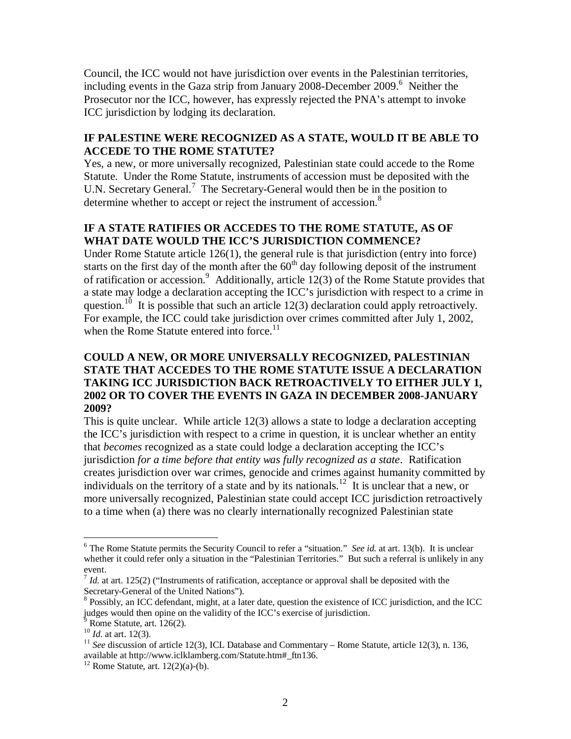Council, the ICC would not have jurisdiction over events in the Palestinian territories, including events in the Gaza strip from January 2008-December 2009.[6] Neither the Prosecutor nor the ICC, however, has expressly rejected the PNA's attempt to invoke ICC jurisdiction by lodging its declaration.

**IF PALESTINE WERE RECOGNIZED AS A STATE, WOULD IT BE ABLE TO ACCEDE TO THE ROME STATUTE?**

Yes, a new, or more universally recognized, Palestinian state could accede to the Rome Statute. Under the Rome Statute, instruments of accession must be deposited with the U.N. Secretary General.[7] The Secretary-General would then be in the position to determine whether to accept or reject the instrument of accession.[8]

**IF A STATE RATIFIES OR ACCEDES TO THE ROME STATUTE, AS OF WHAT DATE WOULD THE ICC'S JURISDICTION COMMENCE?**

Under Rome Statute article 126(1), the general rule is that jurisdiction (entry into force) starts on the first day of the month after the 60th day following deposit of the instrument of ratification or accession.[9] Additionally, article 12(3) of the Rome Statute provides that a state may lodge a declaration accepting the ICC's jurisdiction with respect to a crime in question.[10] It is possible that such an article 12(3) declaration could apply retroactively. For example, the ICC could take jurisdiction over crimes committed after July 1, 2002, when the Rome Statute entered into force.[11]

**COULD A NEW, OR MORE UNIVERSALLY RECOGNIZED, PALESTINIAN STATE THAT ACCEDES TO THE ROME STATUTE ISSUE A DECLARATION TAKING ICC JURISDICTION BACK RETROACTIVELY TO EITHER JULY 1, 2002 OR TO COVER THE EVENTS IN GAZA IN DECEMBER 2008-JANUARY 2009?**

This is quite unclear. While article 12(3) allows a state to lodge a declaration accepting the ICC's jurisdiction with respect to a crime in question, it is unclear whether an entity that *becomes* recognized as a state could lodge a declaration accepting the ICC's jurisdiction *for a time before that entity was fully recognized as a state*. Ratification creates jurisdiction over war crimes, genocide and crimes against humanity committed by individuals on the territory of a state and by its nationals.[12] It is unclear that a new, or more universally recognized, Palestinian state could accept ICC jurisdiction retroactively to a time when (a) there was no clearly internationally recognized Palestinian state

---

[6] The Rome Statute permits the Security Council to refer a "situation." *See id.* at art. 13(b). It is unclear whether it could refer only a situation in the "Palestinian Territories." But such a referral is unlikely in any event.

[7] *Id.* at art. 125(2) ("Instruments of ratification, acceptance or approval shall be deposited with the Secretary-General of the United Nations").

[8] Possibly, an ICC defendant, might, at a later date, question the existence of ICC jurisdiction, and the ICC judges would then opine on the validity of the ICC's exercise of jurisdiction.

[9] Rome Statute, art. 126(2).

[10] *Id.* at art. 12(3).

[11] *See* discussion of article 12(3), ICL Database and Commentary – Rome Statute, article 12(3), n. 136, available at http://www.iclklamberg.com/Statute.htm#_ftn136.

[12] Rome Statute, art. 12(2)(a)-(b).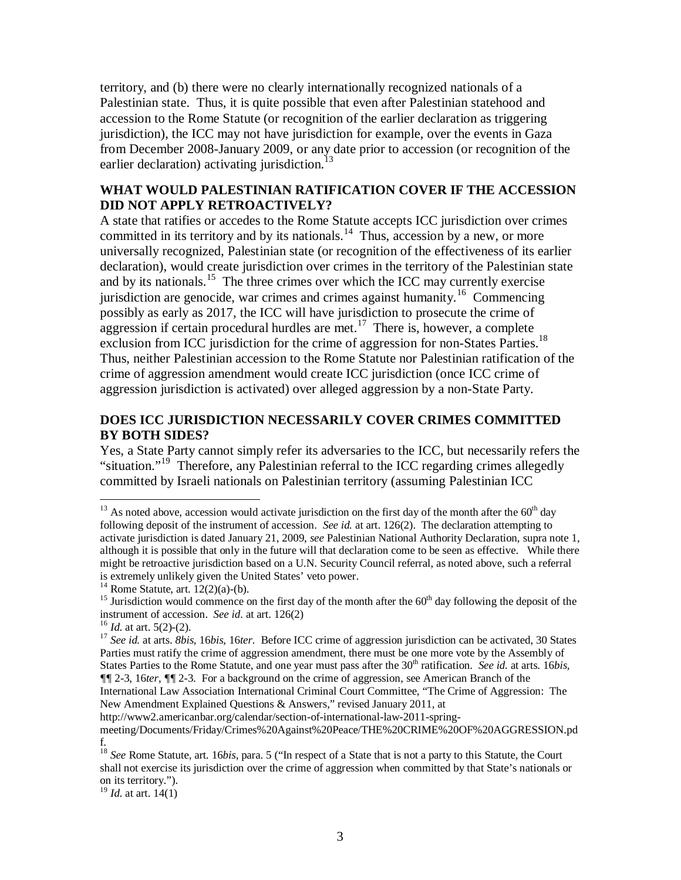territory, and (b) there were no clearly internationally recognized nationals of a Palestinian state. Thus, it is quite possible that even after Palestinian statehood and accession to the Rome Statute (or recognition of the earlier declaration as triggering jurisdiction), the ICC may not have jurisdiction for example, over the events in Gaza from December 2008-January 2009, or any date prior to accession (or recognition of the earlier declaration) activating jurisdiction.[13]

## WHAT WOULD PALESTINIAN RATIFICATION COVER IF THE ACCESSION DID NOT APPLY RETROACTIVELY?

A state that ratifies or accedes to the Rome Statute accepts ICC jurisdiction over crimes committed in its territory and by its nationals.[14] Thus, accession by a new, or more universally recognized, Palestinian state (or recognition of the effectiveness of its earlier declaration), would create jurisdiction over crimes in the territory of the Palestinian state and by its nationals.[15] The three crimes over which the ICC may currently exercise jurisdiction are genocide, war crimes and crimes against humanity.[16] Commencing possibly as early as 2017, the ICC will have jurisdiction to prosecute the crime of aggression if certain procedural hurdles are met.[17] There is, however, a complete exclusion from ICC jurisdiction for the crime of aggression for non-States Parties.[18] Thus, neither Palestinian accession to the Rome Statute nor Palestinian ratification of the crime of aggression amendment would create ICC jurisdiction (once ICC crime of aggression jurisdiction is activated) over alleged aggression by a non-State Party.

## DOES ICC JURISDICTION NECESSARILY COVER CRIMES COMMITTED BY BOTH SIDES?

Yes, a State Party cannot simply refer its adversaries to the ICC, but necessarily refers the "situation."[19] Therefore, any Palestinian referral to the ICC regarding crimes allegedly committed by Israeli nationals on Palestinian territory (assuming Palestinian ICC

---

[13] As noted above, accession would activate jurisdiction on the first day of the month after the 60th day following deposit of the instrument of accession. *See id.* at art. 126(2). The declaration attempting to activate jurisdiction is dated January 21, 2009, *see* Palestinian National Authority Declaration, supra note 1, although it is possible that only in the future will that declaration come to be seen as effective. While there might be retroactive jurisdiction based on a U.N. Security Council referral, as noted above, such a referral is extremely unlikely given the United States' veto power.

[14] Rome Statute, art. 12(2)(a)-(b).

[15] Jurisdiction would commence on the first day of the month after the 60th day following the deposit of the instrument of accession. *See id.* at art. 126(2)

[16] *Id.* at art. 5(2)-(2).

[17] *See id.* at arts. *8bis*, 16*bis*, 16*ter*. Before ICC crime of aggression jurisdiction can be activated, 30 States Parties must ratify the crime of aggression amendment, there must be one more vote by the Assembly of States Parties to the Rome Statute, and one year must pass after the 30th ratification. *See id.* at arts. 16*bis*, ¶¶ 2-3, 16*ter*, ¶¶ 2-3. For a background on the crime of aggression, see American Branch of the International Law Association International Criminal Court Committee, "The Crime of Aggression: The New Amendment Explained Questions & Answers," revised January 2011, at http://www2.americanbar.org/calendar/section-of-international-law-2011-spring-meeting/Documents/Friday/Crimes%20Against%20Peace/THE%20CRIME%20OF%20AGGRESSION.pdf.

[18] *See* Rome Statute, art. 16*bis*, para. 5 ("In respect of a State that is not a party to this Statute, the Court shall not exercise its jurisdiction over the crime of aggression when committed by that State's nationals or on its territory.").

[19] *Id.* at art. 14(1)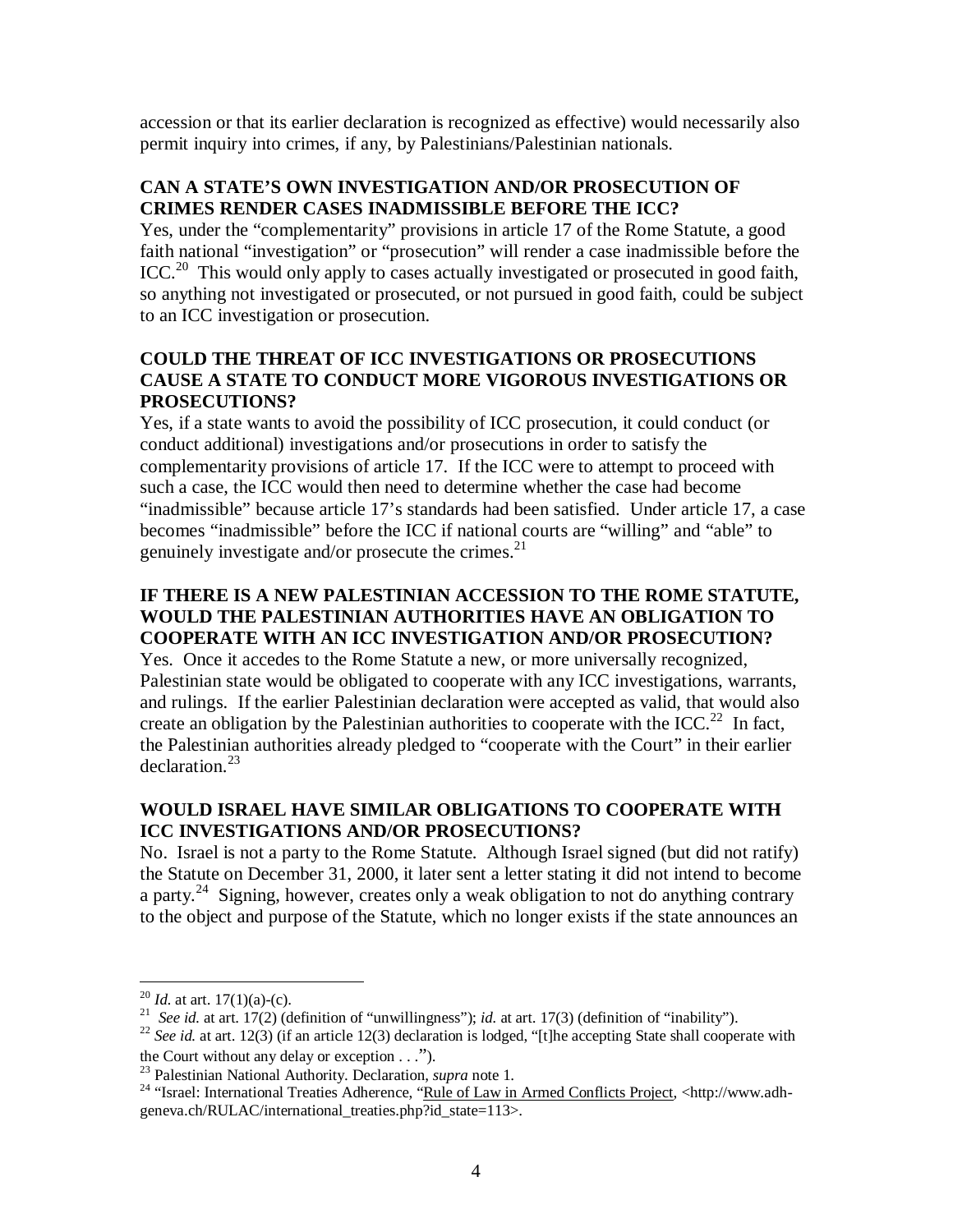accession or that its earlier declaration is recognized as effective) would necessarily also permit inquiry into crimes, if any, by Palestinians/Palestinian nationals.

**CAN A STATE'S OWN INVESTIGATION AND/OR PROSECUTION OF CRIMES RENDER CASES INADMISSIBLE BEFORE THE ICC?**

Yes, under the "complementarity" provisions in article 17 of the Rome Statute, a good faith national "investigation" or "prosecution" will render a case inadmissible before the ICC.[20] This would only apply to cases actually investigated or prosecuted in good faith, so anything not investigated or prosecuted, or not pursued in good faith, could be subject to an ICC investigation or prosecution.

**COULD THE THREAT OF ICC INVESTIGATIONS OR PROSECUTIONS CAUSE A STATE TO CONDUCT MORE VIGOROUS INVESTIGATIONS OR PROSECUTIONS?**

Yes, if a state wants to avoid the possibility of ICC prosecution, it could conduct (or conduct additional) investigations and/or prosecutions in order to satisfy the complementarity provisions of article 17. If the ICC were to attempt to proceed with such a case, the ICC would then need to determine whether the case had become "inadmissible" because article 17's standards had been satisfied. Under article 17, a case becomes "inadmissible" before the ICC if national courts are "willing" and "able" to genuinely investigate and/or prosecute the crimes.[21]

**IF THERE IS A NEW PALESTINIAN ACCESSION TO THE ROME STATUTE, WOULD THE PALESTINIAN AUTHORITIES HAVE AN OBLIGATION TO COOPERATE WITH AN ICC INVESTIGATION AND/OR PROSECUTION?**

Yes. Once it accedes to the Rome Statute a new, or more universally recognized, Palestinian state would be obligated to cooperate with any ICC investigations, warrants, and rulings. If the earlier Palestinian declaration were accepted as valid, that would also create an obligation by the Palestinian authorities to cooperate with the ICC.[22] In fact, the Palestinian authorities already pledged to "cooperate with the Court" in their earlier declaration.[23]

**WOULD ISRAEL HAVE SIMILAR OBLIGATIONS TO COOPERATE WITH ICC INVESTIGATIONS AND/OR PROSECUTIONS?**

No. Israel is not a party to the Rome Statute. Although Israel signed (but did not ratify) the Statute on December 31, 2000, it later sent a letter stating it did not intend to become a party.[24] Signing, however, creates only a weak obligation to not do anything contrary to the object and purpose of the Statute, which no longer exists if the state announces an

---

[20] *Id.* at art. 17(1)(a)-(c).

[21] *See id.* at art. 17(2) (definition of "unwillingness"); *id.* at art. 17(3) (definition of "inability").

[22] *See id.* at art. 12(3) (if an article 12(3) declaration is lodged, "[t]he accepting State shall cooperate with the Court without any delay or exception . . .").

[23] Palestinian National Authority. Declaration, *supra* note 1.

[24] "Israel: International Treaties Adherence, "Rule of Law in Armed Conflicts Project, <http://www.adh-geneva.ch/RULAC/international_treaties.php?id_state=113>.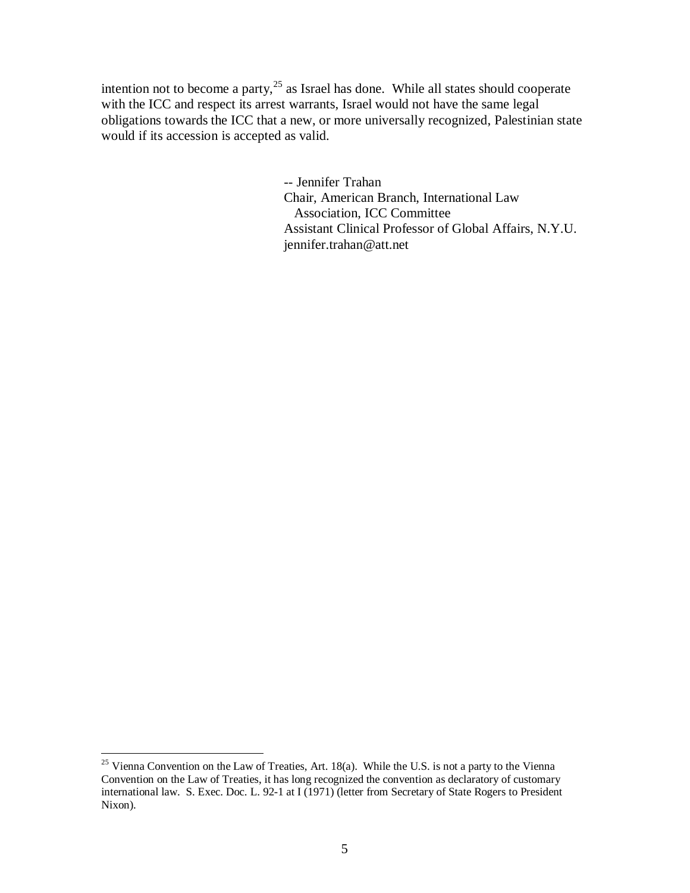intention not to become a party,[25] as Israel has done. While all states should cooperate with the ICC and respect its arrest warrants, Israel would not have the same legal obligations towards the ICC that a new, or more universally recognized, Palestinian state would if its accession is accepted as valid.

-- Jennifer Trahan  
Chair, American Branch, International Law Association, ICC Committee  
Assistant Clinical Professor of Global Affairs, N.Y.U.  
jennifer.trahan@att.net

[25] Vienna Convention on the Law of Treaties, Art. 18(a). While the U.S. is not a party to the Vienna Convention on the Law of Treaties, it has long recognized the convention as declaratory of customary international law. S. Exec. Doc. L. 92-1 at I (1971) (letter from Secretary of State Rogers to President Nixon).